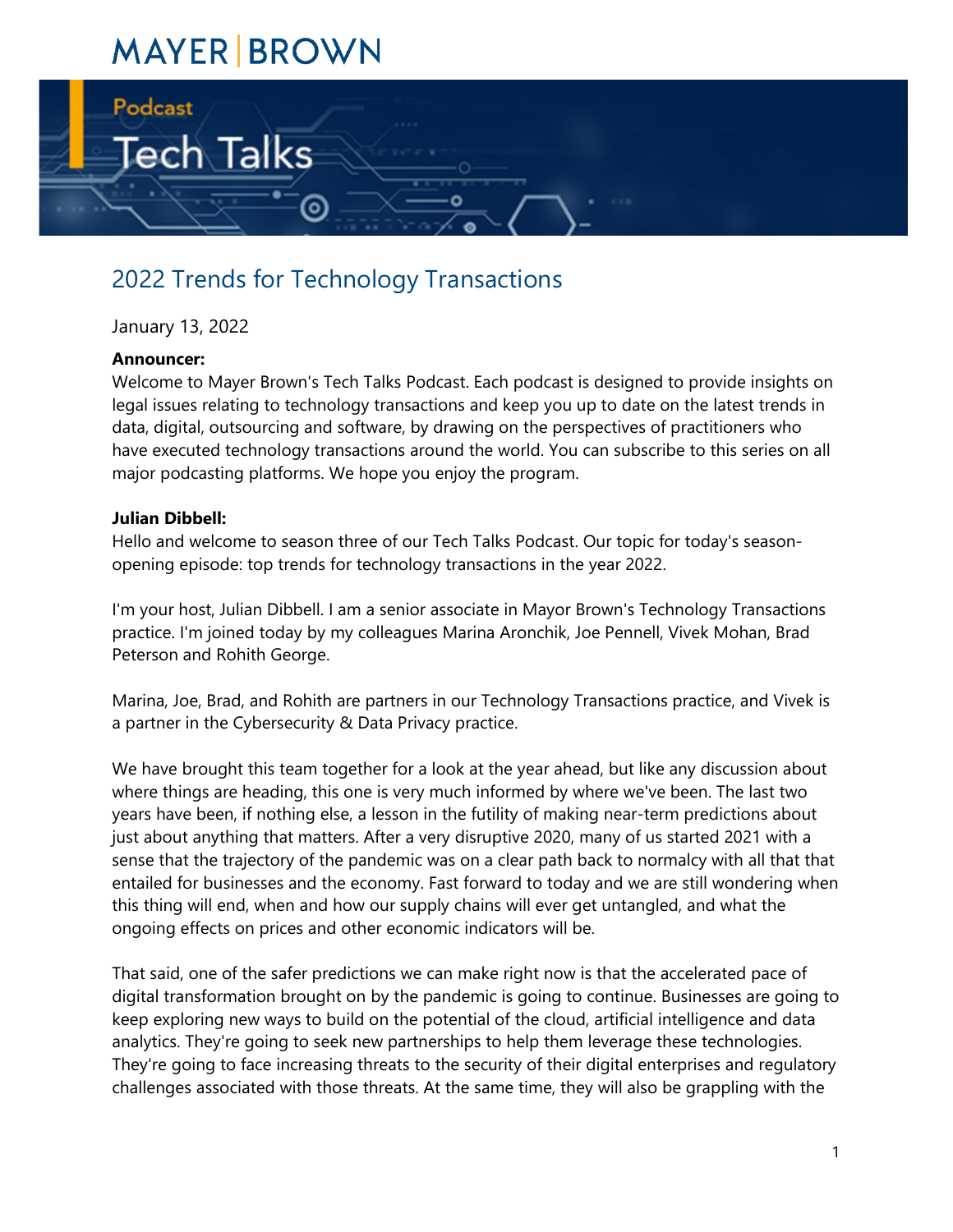MAYER | BROWN

Podcast

Tech Talks

# 2022 Trends for Technology Transactions

January 13, 2022

**Announcer:**
Welcome to Mayer Brown's Tech Talks Podcast. Each podcast is designed to provide insights on legal issues relating to technology transactions and keep you up to date on the latest trends in data, digital, outsourcing and software, by drawing on the perspectives of practitioners who have executed technology transactions around the world. You can subscribe to this series on all major podcasting platforms. We hope you enjoy the program.

**Julian Dibbell:**
Hello and welcome to season three of our Tech Talks Podcast. Our topic for today's season-opening episode: top trends for technology transactions in the year 2022.

I'm your host, Julian Dibbell. I am a senior associate in Mayor Brown's Technology Transactions practice. I'm joined today by my colleagues Marina Aronchik, Joe Pennell, Vivek Mohan, Brad Peterson and Rohith George.

Marina, Joe, Brad, and Rohith are partners in our Technology Transactions practice, and Vivek is a partner in the Cybersecurity & Data Privacy practice.

We have brought this team together for a look at the year ahead, but like any discussion about where things are heading, this one is very much informed by where we've been. The last two years have been, if nothing else, a lesson in the futility of making near-term predictions about just about anything that matters. After a very disruptive 2020, many of us started 2021 with a sense that the trajectory of the pandemic was on a clear path back to normalcy with all that that entailed for businesses and the economy. Fast forward to today and we are still wondering when this thing will end, when and how our supply chains will ever get untangled, and what the ongoing effects on prices and other economic indicators will be.

That said, one of the safer predictions we can make right now is that the accelerated pace of digital transformation brought on by the pandemic is going to continue. Businesses are going to keep exploring new ways to build on the potential of the cloud, artificial intelligence and data analytics. They're going to seek new partnerships to help them leverage these technologies. They're going to face increasing threats to the security of their digital enterprises and regulatory challenges associated with those threats. At the same time, they will also be grappling with the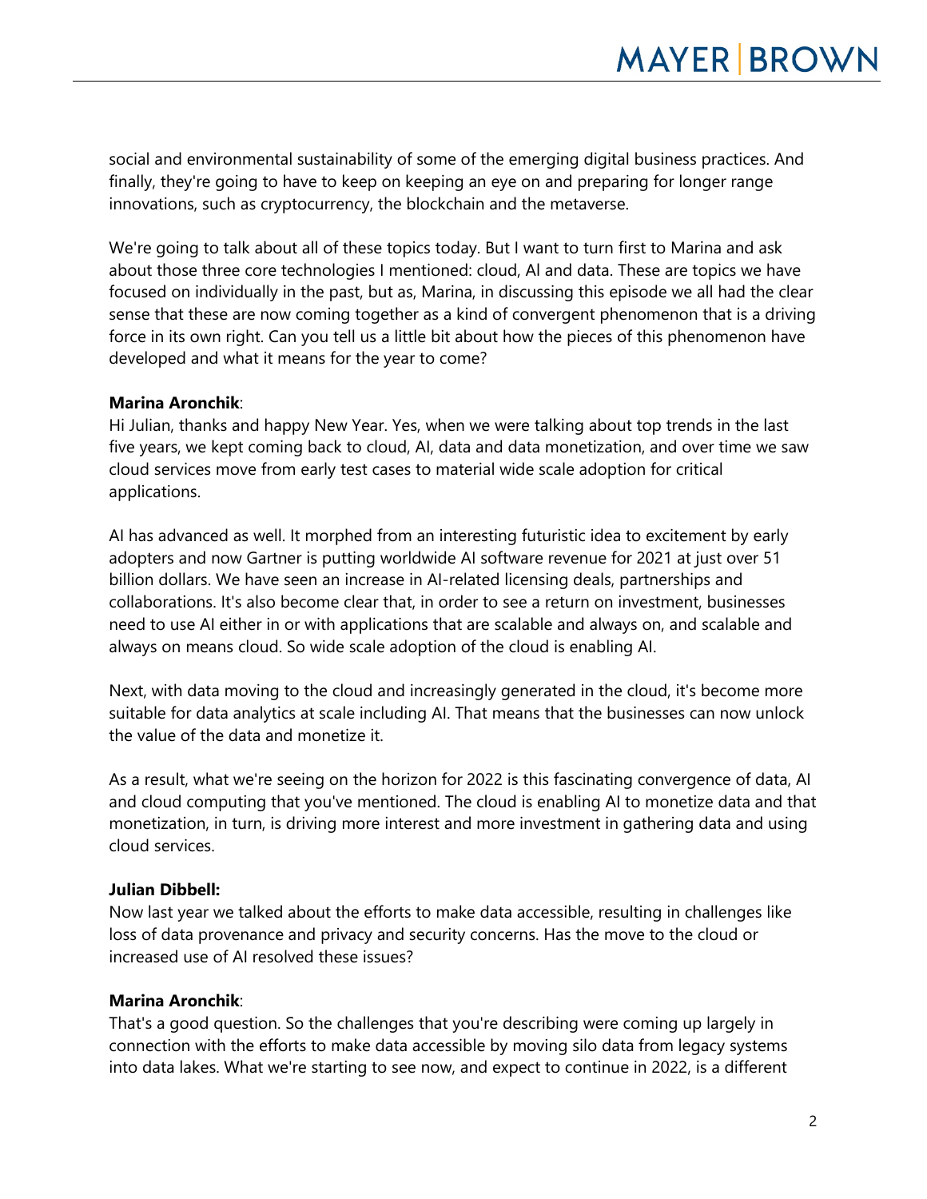social and environmental sustainability of some of the emerging digital business practices. And finally, they're going to have to keep on keeping an eye on and preparing for longer range innovations, such as cryptocurrency, the blockchain and the metaverse.

We're going to talk about all of these topics today. But I want to turn first to Marina and ask about those three core technologies I mentioned: cloud, AI and data. These are topics we have focused on individually in the past, but as, Marina, in discussing this episode we all had the clear sense that these are now coming together as a kind of convergent phenomenon that is a driving force in its own right. Can you tell us a little bit about how the pieces of this phenomenon have developed and what it means for the year to come?

**Marina Aronchik**:
Hi Julian, thanks and happy New Year. Yes, when we were talking about top trends in the last five years, we kept coming back to cloud, AI, data and data monetization, and over time we saw cloud services move from early test cases to material wide scale adoption for critical applications.

AI has advanced as well. It morphed from an interesting futuristic idea to excitement by early adopters and now Gartner is putting worldwide AI software revenue for 2021 at just over 51 billion dollars. We have seen an increase in AI-related licensing deals, partnerships and collaborations. It's also become clear that, in order to see a return on investment, businesses need to use AI either in or with applications that are scalable and always on, and scalable and always on means cloud. So wide scale adoption of the cloud is enabling AI.

Next, with data moving to the cloud and increasingly generated in the cloud, it's become more suitable for data analytics at scale including AI. That means that the businesses can now unlock the value of the data and monetize it.

As a result, what we're seeing on the horizon for 2022 is this fascinating convergence of data, AI and cloud computing that you've mentioned. The cloud is enabling AI to monetize data and that monetization, in turn, is driving more interest and more investment in gathering data and using cloud services.

**Julian Dibbell:**
Now last year we talked about the efforts to make data accessible, resulting in challenges like loss of data provenance and privacy and security concerns. Has the move to the cloud or increased use of AI resolved these issues?

**Marina Aronchik**:
That's a good question. So the challenges that you're describing were coming up largely in connection with the efforts to make data accessible by moving silo data from legacy systems into data lakes. What we're starting to see now, and expect to continue in 2022, is a different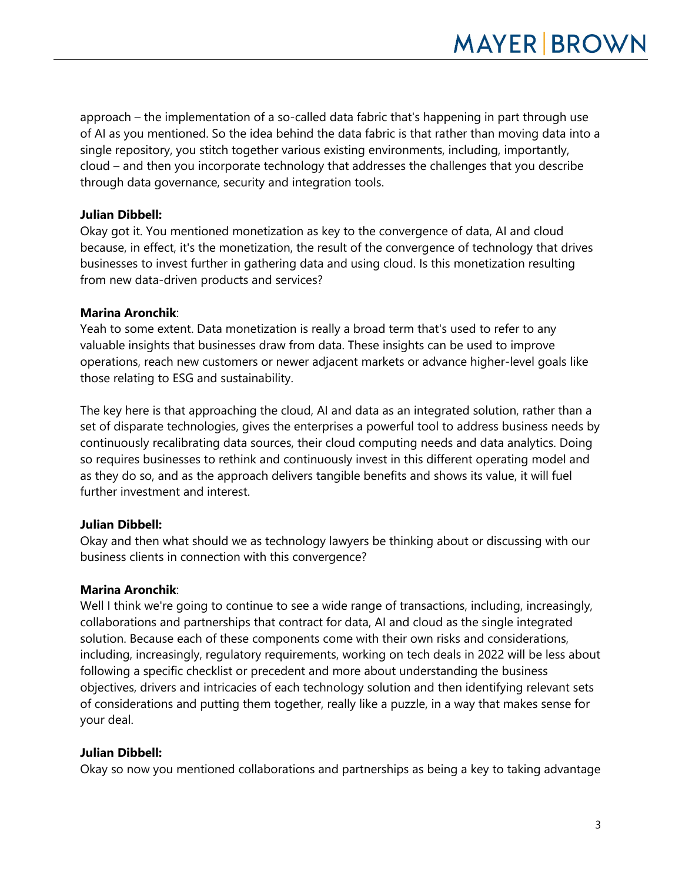approach – the implementation of a so-called data fabric that's happening in part through use of AI as you mentioned. So the idea behind the data fabric is that rather than moving data into a single repository, you stitch together various existing environments, including, importantly, cloud – and then you incorporate technology that addresses the challenges that you describe through data governance, security and integration tools.

**Julian Dibbell:**
Okay got it. You mentioned monetization as key to the convergence of data, AI and cloud because, in effect, it's the monetization, the result of the convergence of technology that drives businesses to invest further in gathering data and using cloud. Is this monetization resulting from new data-driven products and services?

**Marina Aronchik**:
Yeah to some extent. Data monetization is really a broad term that's used to refer to any valuable insights that businesses draw from data. These insights can be used to improve operations, reach new customers or newer adjacent markets or advance higher-level goals like those relating to ESG and sustainability.

The key here is that approaching the cloud, AI and data as an integrated solution, rather than a set of disparate technologies, gives the enterprises a powerful tool to address business needs by continuously recalibrating data sources, their cloud computing needs and data analytics. Doing so requires businesses to rethink and continuously invest in this different operating model and as they do so, and as the approach delivers tangible benefits and shows its value, it will fuel further investment and interest.

**Julian Dibbell:**
Okay and then what should we as technology lawyers be thinking about or discussing with our business clients in connection with this convergence?

**Marina Aronchik**:
Well I think we're going to continue to see a wide range of transactions, including, increasingly, collaborations and partnerships that contract for data, AI and cloud as the single integrated solution. Because each of these components come with their own risks and considerations, including, increasingly, regulatory requirements, working on tech deals in 2022 will be less about following a specific checklist or precedent and more about understanding the business objectives, drivers and intricacies of each technology solution and then identifying relevant sets of considerations and putting them together, really like a puzzle, in a way that makes sense for your deal.

**Julian Dibbell:**
Okay so now you mentioned collaborations and partnerships as being a key to taking advantage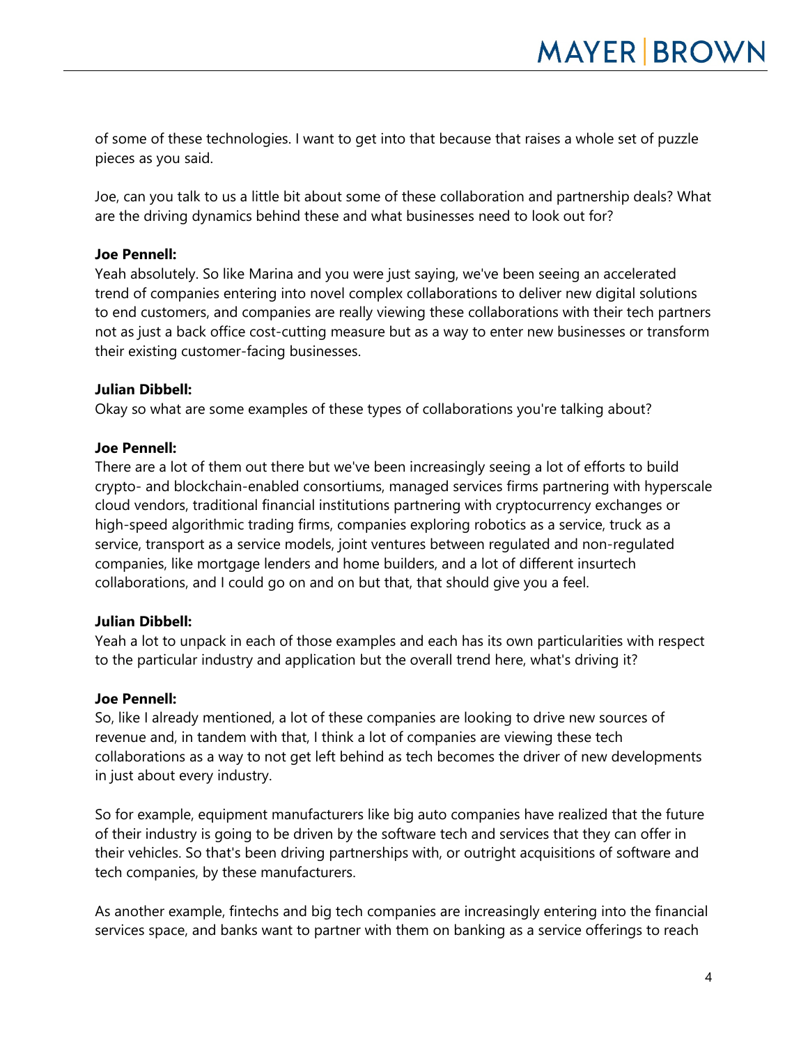of some of these technologies. I want to get into that because that raises a whole set of puzzle pieces as you said.

Joe, can you talk to us a little bit about some of these collaboration and partnership deals? What are the driving dynamics behind these and what businesses need to look out for?

**Joe Pennell:**
Yeah absolutely. So like Marina and you were just saying, we've been seeing an accelerated trend of companies entering into novel complex collaborations to deliver new digital solutions to end customers, and companies are really viewing these collaborations with their tech partners not as just a back office cost-cutting measure but as a way to enter new businesses or transform their existing customer-facing businesses.

**Julian Dibbell:**
Okay so what are some examples of these types of collaborations you're talking about?

**Joe Pennell:**
There are a lot of them out there but we've been increasingly seeing a lot of efforts to build crypto- and blockchain-enabled consortiums, managed services firms partnering with hyperscale cloud vendors, traditional financial institutions partnering with cryptocurrency exchanges or high-speed algorithmic trading firms, companies exploring robotics as a service, truck as a service, transport as a service models, joint ventures between regulated and non-regulated companies, like mortgage lenders and home builders, and a lot of different insurtech collaborations, and I could go on and on but that, that should give you a feel.

**Julian Dibbell:**
Yeah a lot to unpack in each of those examples and each has its own particularities with respect to the particular industry and application but the overall trend here, what's driving it?

**Joe Pennell:**
So, like I already mentioned, a lot of these companies are looking to drive new sources of revenue and, in tandem with that, I think a lot of companies are viewing these tech collaborations as a way to not get left behind as tech becomes the driver of new developments in just about every industry.

So for example, equipment manufacturers like big auto companies have realized that the future of their industry is going to be driven by the software tech and services that they can offer in their vehicles. So that's been driving partnerships with, or outright acquisitions of software and tech companies, by these manufacturers.

As another example, fintechs and big tech companies are increasingly entering into the financial services space, and banks want to partner with them on banking as a service offerings to reach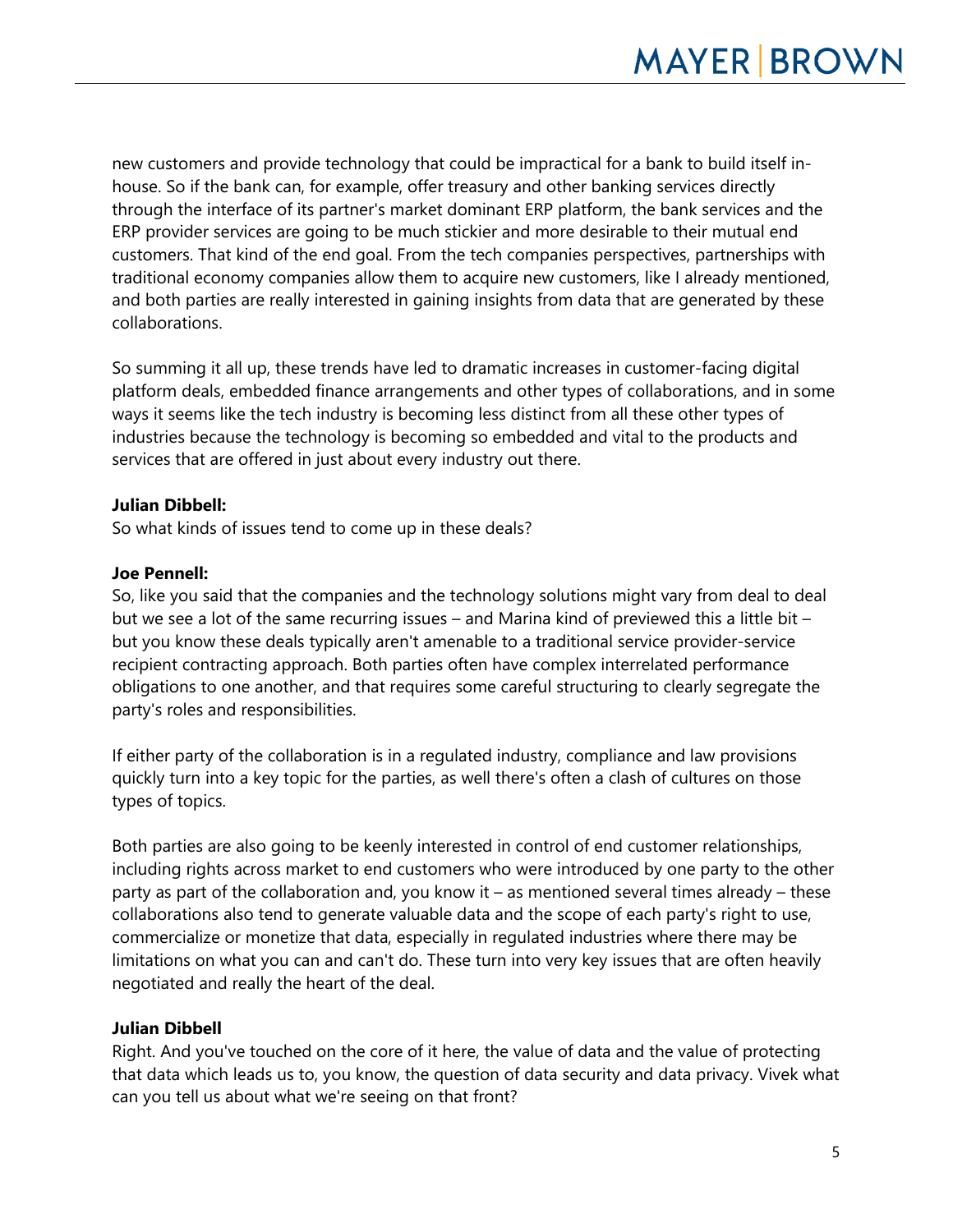new customers and provide technology that could be impractical for a bank to build itself in-house. So if the bank can, for example, offer treasury and other banking services directly through the interface of its partner's market dominant ERP platform, the bank services and the ERP provider services are going to be much stickier and more desirable to their mutual end customers. That kind of the end goal. From the tech companies perspectives, partnerships with traditional economy companies allow them to acquire new customers, like I already mentioned, and both parties are really interested in gaining insights from data that are generated by these collaborations.

So summing it all up, these trends have led to dramatic increases in customer-facing digital platform deals, embedded finance arrangements and other types of collaborations, and in some ways it seems like the tech industry is becoming less distinct from all these other types of industries because the technology is becoming so embedded and vital to the products and services that are offered in just about every industry out there.

**Julian Dibbell:**
So what kinds of issues tend to come up in these deals?

**Joe Pennell:**
So, like you said that the companies and the technology solutions might vary from deal to deal but we see a lot of the same recurring issues – and Marina kind of previewed this a little bit – but you know these deals typically aren't amenable to a traditional service provider-service recipient contracting approach. Both parties often have complex interrelated performance obligations to one another, and that requires some careful structuring to clearly segregate the party's roles and responsibilities.

If either party of the collaboration is in a regulated industry, compliance and law provisions quickly turn into a key topic for the parties, as well there's often a clash of cultures on those types of topics.

Both parties are also going to be keenly interested in control of end customer relationships, including rights across market to end customers who were introduced by one party to the other party as part of the collaboration and, you know it – as mentioned several times already – these collaborations also tend to generate valuable data and the scope of each party's right to use, commercialize or monetize that data, especially in regulated industries where there may be limitations on what you can and can't do. These turn into very key issues that are often heavily negotiated and really the heart of the deal.

**Julian Dibbell**
Right. And you've touched on the core of it here, the value of data and the value of protecting that data which leads us to, you know, the question of data security and data privacy. Vivek what can you tell us about what we're seeing on that front?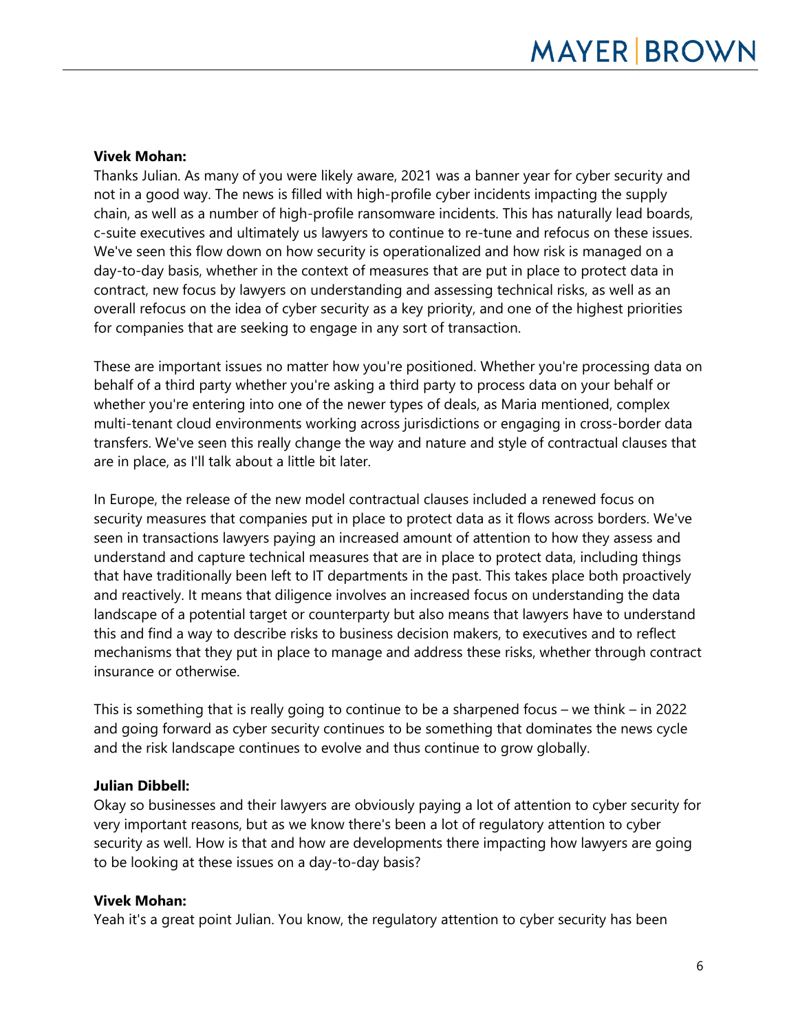**Vivek Mohan:**
Thanks Julian. As many of you were likely aware, 2021 was a banner year for cyber security and not in a good way. The news is filled with high-profile cyber incidents impacting the supply chain, as well as a number of high-profile ransomware incidents. This has naturally lead boards, c-suite executives and ultimately us lawyers to continue to re-tune and refocus on these issues. We've seen this flow down on how security is operationalized and how risk is managed on a day-to-day basis, whether in the context of measures that are put in place to protect data in contract, new focus by lawyers on understanding and assessing technical risks, as well as an overall refocus on the idea of cyber security as a key priority, and one of the highest priorities for companies that are seeking to engage in any sort of transaction.

These are important issues no matter how you're positioned. Whether you're processing data on behalf of a third party whether you're asking a third party to process data on your behalf or whether you're entering into one of the newer types of deals, as Maria mentioned, complex multi-tenant cloud environments working across jurisdictions or engaging in cross-border data transfers. We've seen this really change the way and nature and style of contractual clauses that are in place, as I'll talk about a little bit later.

In Europe, the release of the new model contractual clauses included a renewed focus on security measures that companies put in place to protect data as it flows across borders. We've seen in transactions lawyers paying an increased amount of attention to how they assess and understand and capture technical measures that are in place to protect data, including things that have traditionally been left to IT departments in the past. This takes place both proactively and reactively. It means that diligence involves an increased focus on understanding the data landscape of a potential target or counterparty but also means that lawyers have to understand this and find a way to describe risks to business decision makers, to executives and to reflect mechanisms that they put in place to manage and address these risks, whether through contract insurance or otherwise.

This is something that is really going to continue to be a sharpened focus – we think – in 2022 and going forward as cyber security continues to be something that dominates the news cycle and the risk landscape continues to evolve and thus continue to grow globally.

**Julian Dibbell:**
Okay so businesses and their lawyers are obviously paying a lot of attention to cyber security for very important reasons, but as we know there's been a lot of regulatory attention to cyber security as well. How is that and how are developments there impacting how lawyers are going to be looking at these issues on a day-to-day basis?

**Vivek Mohan:**
Yeah it's a great point Julian. You know, the regulatory attention to cyber security has been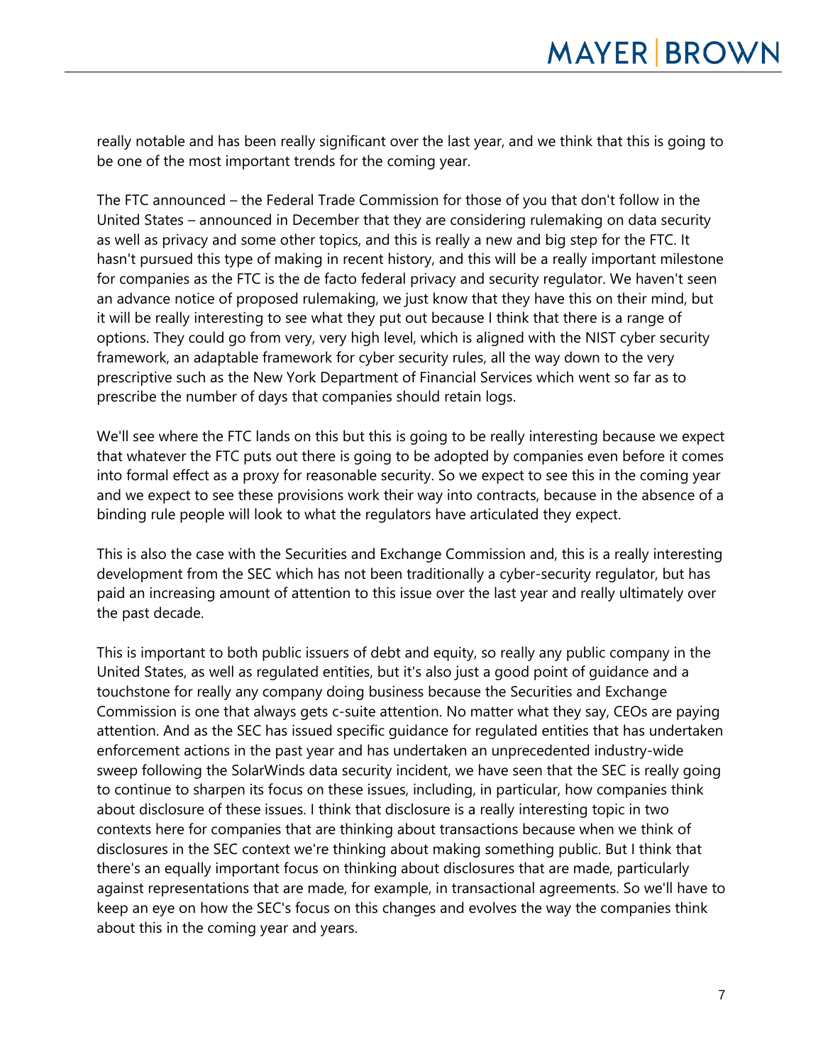really notable and has been really significant over the last year, and we think that this is going to be one of the most important trends for the coming year.

The FTC announced – the Federal Trade Commission for those of you that don't follow in the United States – announced in December that they are considering rulemaking on data security as well as privacy and some other topics, and this is really a new and big step for the FTC. It hasn't pursued this type of making in recent history, and this will be a really important milestone for companies as the FTC is the de facto federal privacy and security regulator. We haven't seen an advance notice of proposed rulemaking, we just know that they have this on their mind, but it will be really interesting to see what they put out because I think that there is a range of options. They could go from very, very high level, which is aligned with the NIST cyber security framework, an adaptable framework for cyber security rules, all the way down to the very prescriptive such as the New York Department of Financial Services which went so far as to prescribe the number of days that companies should retain logs.

We'll see where the FTC lands on this but this is going to be really interesting because we expect that whatever the FTC puts out there is going to be adopted by companies even before it comes into formal effect as a proxy for reasonable security. So we expect to see this in the coming year and we expect to see these provisions work their way into contracts, because in the absence of a binding rule people will look to what the regulators have articulated they expect.

This is also the case with the Securities and Exchange Commission and, this is a really interesting development from the SEC which has not been traditionally a cyber-security regulator, but has paid an increasing amount of attention to this issue over the last year and really ultimately over the past decade.

This is important to both public issuers of debt and equity, so really any public company in the United States, as well as regulated entities, but it's also just a good point of guidance and a touchstone for really any company doing business because the Securities and Exchange Commission is one that always gets c-suite attention. No matter what they say, CEOs are paying attention. And as the SEC has issued specific guidance for regulated entities that has undertaken enforcement actions in the past year and has undertaken an unprecedented industry-wide sweep following the SolarWinds data security incident, we have seen that the SEC is really going to continue to sharpen its focus on these issues, including, in particular, how companies think about disclosure of these issues. I think that disclosure is a really interesting topic in two contexts here for companies that are thinking about transactions because when we think of disclosures in the SEC context we're thinking about making something public. But I think that there's an equally important focus on thinking about disclosures that are made, particularly against representations that are made, for example, in transactional agreements. So we'll have to keep an eye on how the SEC's focus on this changes and evolves the way the companies think about this in the coming year and years.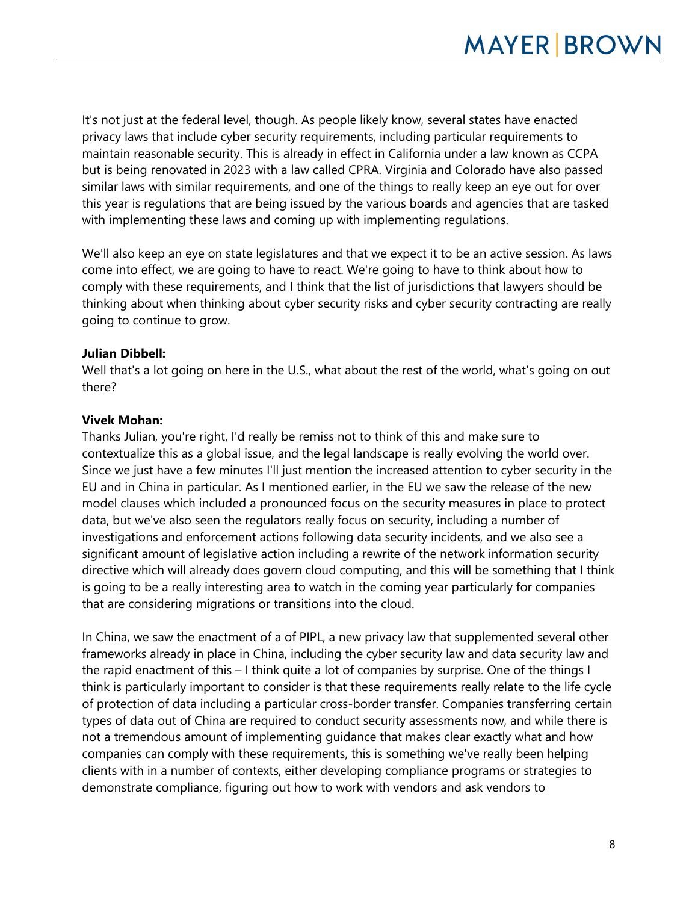It's not just at the federal level, though. As people likely know, several states have enacted privacy laws that include cyber security requirements, including particular requirements to maintain reasonable security. This is already in effect in California under a law known as CCPA but is being renovated in 2023 with a law called CPRA. Virginia and Colorado have also passed similar laws with similar requirements, and one of the things to really keep an eye out for over this year is regulations that are being issued by the various boards and agencies that are tasked with implementing these laws and coming up with implementing regulations.

We'll also keep an eye on state legislatures and that we expect it to be an active session. As laws come into effect, we are going to have to react. We're going to have to think about how to comply with these requirements, and I think that the list of jurisdictions that lawyers should be thinking about when thinking about cyber security risks and cyber security contracting are really going to continue to grow.

**Julian Dibbell:**
Well that's a lot going on here in the U.S., what about the rest of the world, what's going on out there?

**Vivek Mohan:**
Thanks Julian, you're right, I'd really be remiss not to think of this and make sure to contextualize this as a global issue, and the legal landscape is really evolving the world over. Since we just have a few minutes I'll just mention the increased attention to cyber security in the EU and in China in particular. As I mentioned earlier, in the EU we saw the release of the new model clauses which included a pronounced focus on the security measures in place to protect data, but we've also seen the regulators really focus on security, including a number of investigations and enforcement actions following data security incidents, and we also see a significant amount of legislative action including a rewrite of the network information security directive which will already does govern cloud computing, and this will be something that I think is going to be a really interesting area to watch in the coming year particularly for companies that are considering migrations or transitions into the cloud.

In China, we saw the enactment of a of PIPL, a new privacy law that supplemented several other frameworks already in place in China, including the cyber security law and data security law and the rapid enactment of this – I think quite a lot of companies by surprise. One of the things I think is particularly important to consider is that these requirements really relate to the life cycle of protection of data including a particular cross-border transfer. Companies transferring certain types of data out of China are required to conduct security assessments now, and while there is not a tremendous amount of implementing guidance that makes clear exactly what and how companies can comply with these requirements, this is something we've really been helping clients with in a number of contexts, either developing compliance programs or strategies to demonstrate compliance, figuring out how to work with vendors and ask vendors to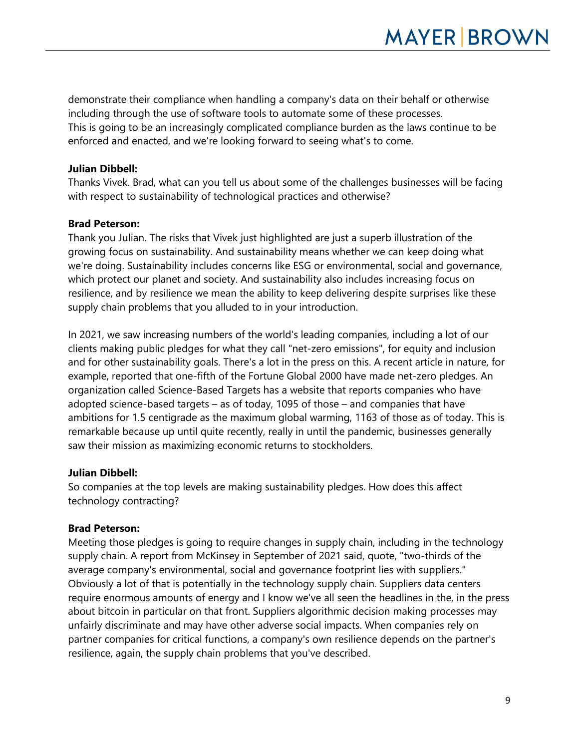demonstrate their compliance when handling a company's data on their behalf or otherwise including through the use of software tools to automate some of these processes.
This is going to be an increasingly complicated compliance burden as the laws continue to be enforced and enacted, and we're looking forward to seeing what's to come.

**Julian Dibbell:**
Thanks Vivek. Brad, what can you tell us about some of the challenges businesses will be facing with respect to sustainability of technological practices and otherwise?

**Brad Peterson:**
Thank you Julian. The risks that Vivek just highlighted are just a superb illustration of the growing focus on sustainability. And sustainability means whether we can keep doing what we're doing. Sustainability includes concerns like ESG or environmental, social and governance, which protect our planet and society. And sustainability also includes increasing focus on resilience, and by resilience we mean the ability to keep delivering despite surprises like these supply chain problems that you alluded to in your introduction.

In 2021, we saw increasing numbers of the world's leading companies, including a lot of our clients making public pledges for what they call "net-zero emissions", for equity and inclusion and for other sustainability goals. There's a lot in the press on this. A recent article in nature, for example, reported that one-fifth of the Fortune Global 2000 have made net-zero pledges. An organization called Science-Based Targets has a website that reports companies who have adopted science-based targets – as of today, 1095 of those – and companies that have ambitions for 1.5 centigrade as the maximum global warming, 1163 of those as of today. This is remarkable because up until quite recently, really in until the pandemic, businesses generally saw their mission as maximizing economic returns to stockholders.

**Julian Dibbell:**
So companies at the top levels are making sustainability pledges. How does this affect technology contracting?

**Brad Peterson:**
Meeting those pledges is going to require changes in supply chain, including in the technology supply chain. A report from McKinsey in September of 2021 said, quote, "two-thirds of the average company's environmental, social and governance footprint lies with suppliers." Obviously a lot of that is potentially in the technology supply chain. Suppliers data centers require enormous amounts of energy and I know we've all seen the headlines in the, in the press about bitcoin in particular on that front. Suppliers algorithmic decision making processes may unfairly discriminate and may have other adverse social impacts. When companies rely on partner companies for critical functions, a company's own resilience depends on the partner's resilience, again, the supply chain problems that you've described.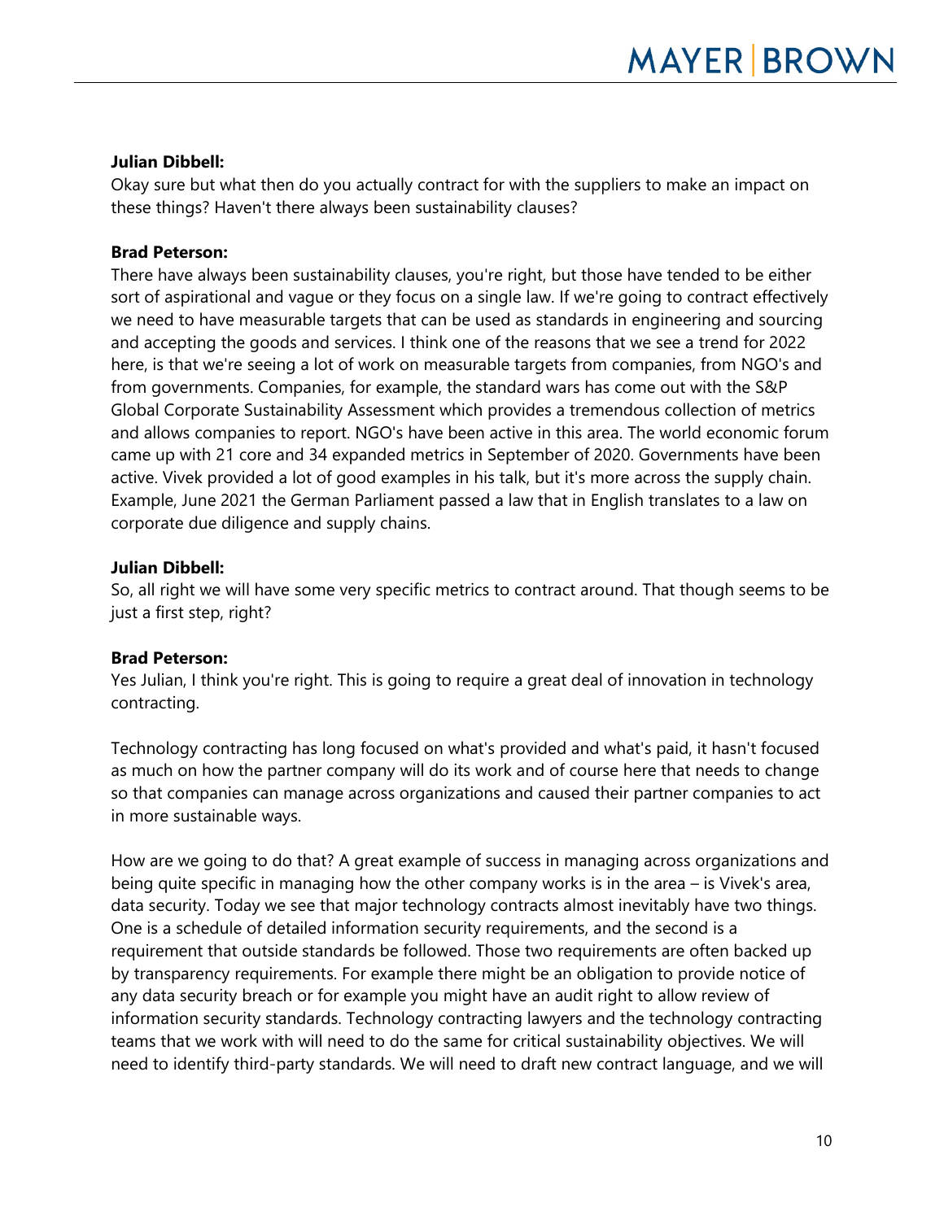**Julian Dibbell:**
Okay sure but what then do you actually contract for with the suppliers to make an impact on these things? Haven't there always been sustainability clauses?

**Brad Peterson:**
There have always been sustainability clauses, you're right, but those have tended to be either sort of aspirational and vague or they focus on a single law. If we're going to contract effectively we need to have measurable targets that can be used as standards in engineering and sourcing and accepting the goods and services. I think one of the reasons that we see a trend for 2022 here, is that we're seeing a lot of work on measurable targets from companies, from NGO's and from governments. Companies, for example, the standard wars has come out with the S&P Global Corporate Sustainability Assessment which provides a tremendous collection of metrics and allows companies to report. NGO's have been active in this area. The world economic forum came up with 21 core and 34 expanded metrics in September of 2020. Governments have been active. Vivek provided a lot of good examples in his talk, but it's more across the supply chain. Example, June 2021 the German Parliament passed a law that in English translates to a law on corporate due diligence and supply chains.

**Julian Dibbell:**
So, all right we will have some very specific metrics to contract around. That though seems to be just a first step, right?

**Brad Peterson:**
Yes Julian, I think you're right. This is going to require a great deal of innovation in technology contracting.

Technology contracting has long focused on what's provided and what's paid, it hasn't focused as much on how the partner company will do its work and of course here that needs to change so that companies can manage across organizations and caused their partner companies to act in more sustainable ways.

How are we going to do that? A great example of success in managing across organizations and being quite specific in managing how the other company works is in the area – is Vivek's area, data security. Today we see that major technology contracts almost inevitably have two things. One is a schedule of detailed information security requirements, and the second is a requirement that outside standards be followed. Those two requirements are often backed up by transparency requirements. For example there might be an obligation to provide notice of any data security breach or for example you might have an audit right to allow review of information security standards. Technology contracting lawyers and the technology contracting teams that we work with will need to do the same for critical sustainability objectives. We will need to identify third-party standards. We will need to draft new contract language, and we will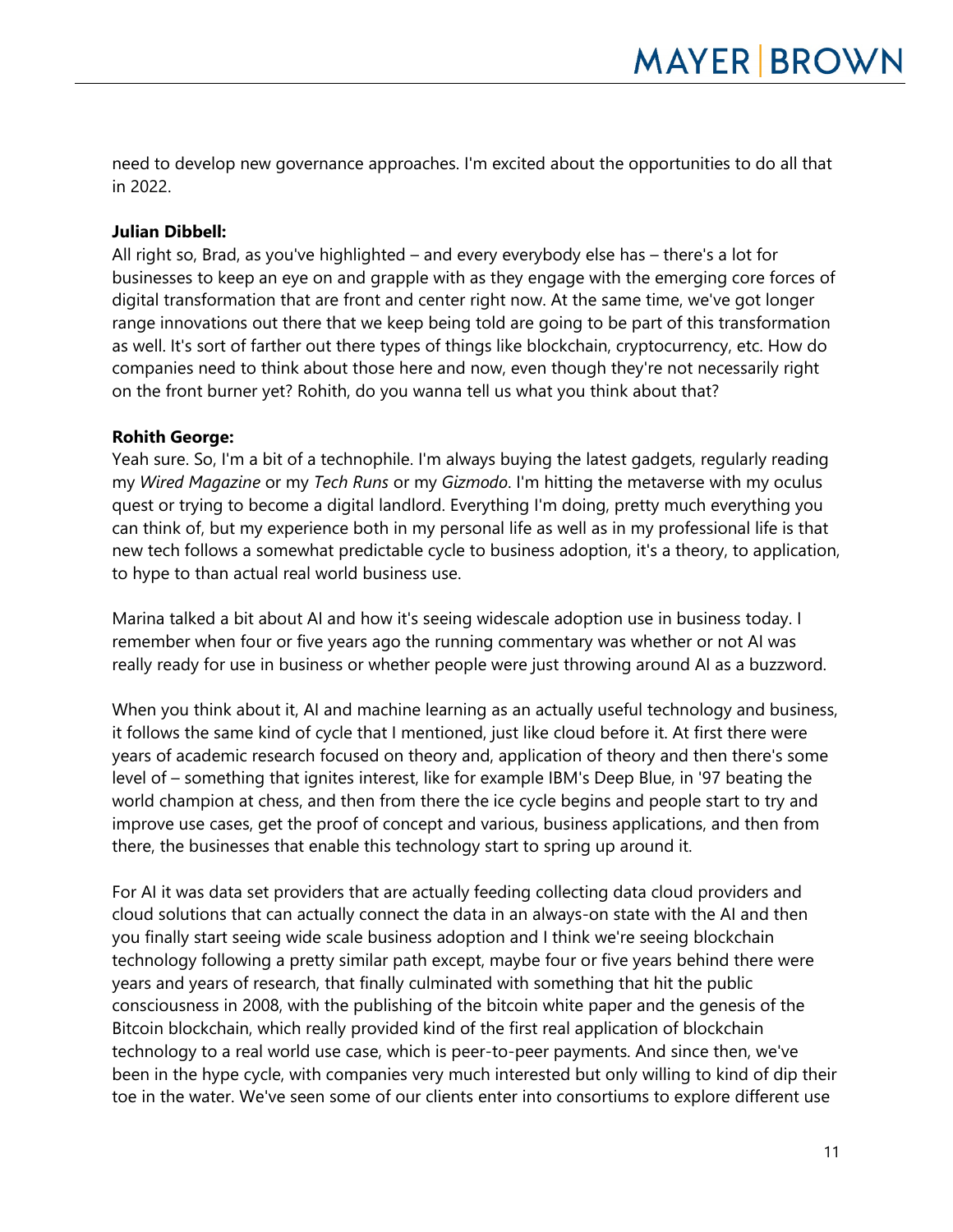need to develop new governance approaches. I'm excited about the opportunities to do all that in 2022.

**Julian Dibbell:**
All right so, Brad, as you've highlighted – and every everybody else has – there's a lot for businesses to keep an eye on and grapple with as they engage with the emerging core forces of digital transformation that are front and center right now. At the same time, we've got longer range innovations out there that we keep being told are going to be part of this transformation as well. It's sort of farther out there types of things like blockchain, cryptocurrency, etc. How do companies need to think about those here and now, even though they're not necessarily right on the front burner yet? Rohith, do you wanna tell us what you think about that?

**Rohith George:**
Yeah sure. So, I'm a bit of a technophile. I'm always buying the latest gadgets, regularly reading my *Wired Magazine* or my *Tech Runs* or my *Gizmodo*. I'm hitting the metaverse with my oculus quest or trying to become a digital landlord. Everything I'm doing, pretty much everything you can think of, but my experience both in my personal life as well as in my professional life is that new tech follows a somewhat predictable cycle to business adoption, it's a theory, to application, to hype to than actual real world business use.

Marina talked a bit about AI and how it's seeing widescale adoption use in business today. I remember when four or five years ago the running commentary was whether or not AI was really ready for use in business or whether people were just throwing around AI as a buzzword.

When you think about it, AI and machine learning as an actually useful technology and business, it follows the same kind of cycle that I mentioned, just like cloud before it. At first there were years of academic research focused on theory and, application of theory and then there's some level of – something that ignites interest, like for example IBM's Deep Blue, in '97 beating the world champion at chess, and then from there the ice cycle begins and people start to try and improve use cases, get the proof of concept and various, business applications, and then from there, the businesses that enable this technology start to spring up around it.

For AI it was data set providers that are actually feeding collecting data cloud providers and cloud solutions that can actually connect the data in an always-on state with the AI and then you finally start seeing wide scale business adoption and I think we're seeing blockchain technology following a pretty similar path except, maybe four or five years behind there were years and years of research, that finally culminated with something that hit the public consciousness in 2008, with the publishing of the bitcoin white paper and the genesis of the Bitcoin blockchain, which really provided kind of the first real application of blockchain technology to a real world use case, which is peer-to-peer payments. And since then, we've been in the hype cycle, with companies very much interested but only willing to kind of dip their toe in the water. We've seen some of our clients enter into consortiums to explore different use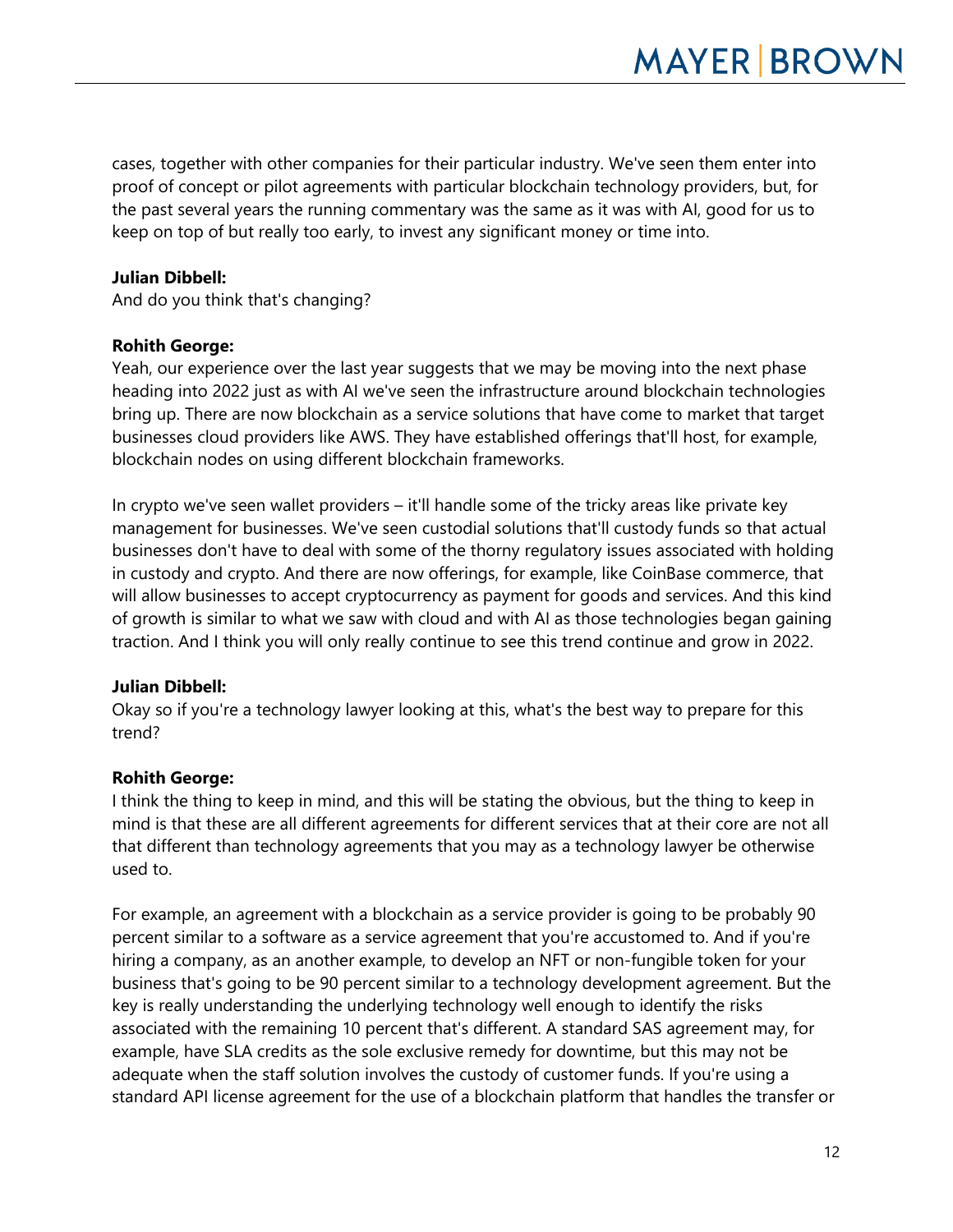cases, together with other companies for their particular industry. We've seen them enter into proof of concept or pilot agreements with particular blockchain technology providers, but, for the past several years the running commentary was the same as it was with AI, good for us to keep on top of but really too early, to invest any significant money or time into.

**Julian Dibbell:**
And do you think that's changing?

**Rohith George:**
Yeah, our experience over the last year suggests that we may be moving into the next phase heading into 2022 just as with AI we've seen the infrastructure around blockchain technologies bring up. There are now blockchain as a service solutions that have come to market that target businesses cloud providers like AWS. They have established offerings that'll host, for example, blockchain nodes on using different blockchain frameworks.

In crypto we've seen wallet providers – it'll handle some of the tricky areas like private key management for businesses. We've seen custodial solutions that'll custody funds so that actual businesses don't have to deal with some of the thorny regulatory issues associated with holding in custody and crypto. And there are now offerings, for example, like CoinBase commerce, that will allow businesses to accept cryptocurrency as payment for goods and services. And this kind of growth is similar to what we saw with cloud and with AI as those technologies began gaining traction. And I think you will only really continue to see this trend continue and grow in 2022.

**Julian Dibbell:**
Okay so if you're a technology lawyer looking at this, what's the best way to prepare for this trend?

**Rohith George:**
I think the thing to keep in mind, and this will be stating the obvious, but the thing to keep in mind is that these are all different agreements for different services that at their core are not all that different than technology agreements that you may as a technology lawyer be otherwise used to.

For example, an agreement with a blockchain as a service provider is going to be probably 90 percent similar to a software as a service agreement that you're accustomed to. And if you're hiring a company, as an another example, to develop an NFT or non-fungible token for your business that's going to be 90 percent similar to a technology development agreement. But the key is really understanding the underlying technology well enough to identify the risks associated with the remaining 10 percent that's different. A standard SAS agreement may, for example, have SLA credits as the sole exclusive remedy for downtime, but this may not be adequate when the staff solution involves the custody of customer funds. If you're using a standard API license agreement for the use of a blockchain platform that handles the transfer or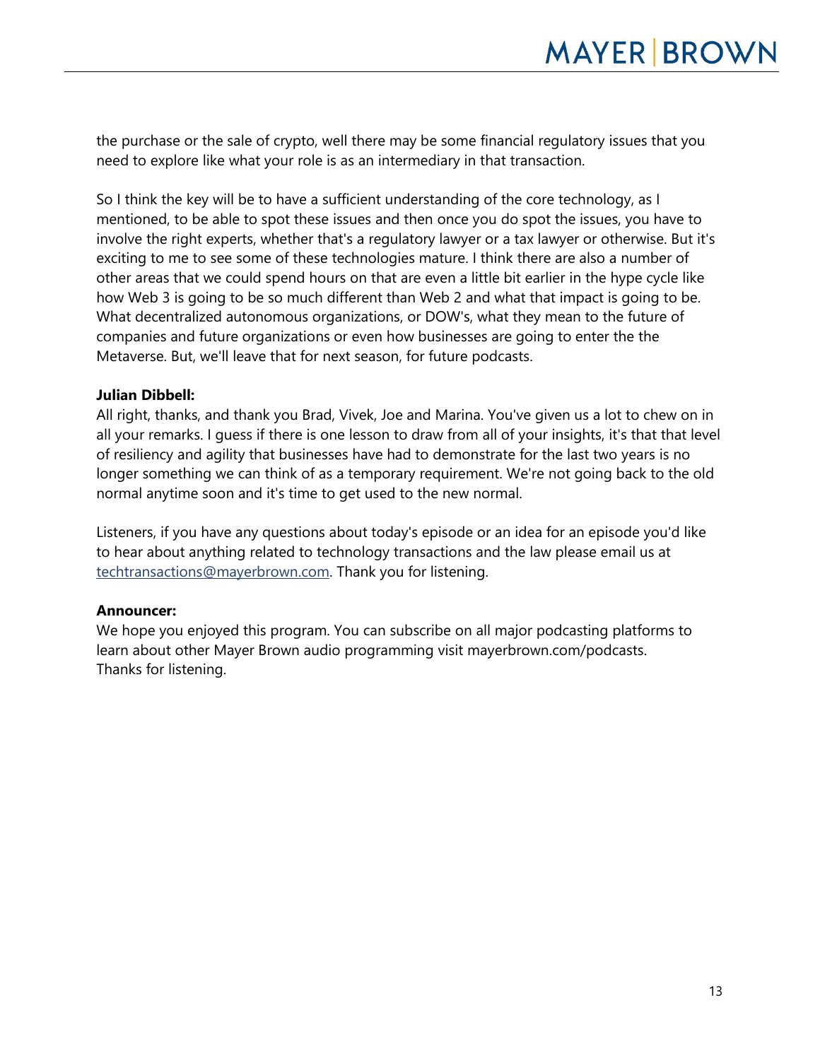the purchase or the sale of crypto, well there may be some financial regulatory issues that you need to explore like what your role is as an intermediary in that transaction.

So I think the key will be to have a sufficient understanding of the core technology, as I mentioned, to be able to spot these issues and then once you do spot the issues, you have to involve the right experts, whether that's a regulatory lawyer or a tax lawyer or otherwise. But it's exciting to me to see some of these technologies mature. I think there are also a number of other areas that we could spend hours on that are even a little bit earlier in the hype cycle like how Web 3 is going to be so much different than Web 2 and what that impact is going to be. What decentralized autonomous organizations, or DOW's, what they mean to the future of companies and future organizations or even how businesses are going to enter the the Metaverse. But, we'll leave that for next season, for future podcasts.

**Julian Dibbell:**
All right, thanks, and thank you Brad, Vivek, Joe and Marina. You've given us a lot to chew on in all your remarks. I guess if there is one lesson to draw from all of your insights, it's that that level of resiliency and agility that businesses have had to demonstrate for the last two years is no longer something we can think of as a temporary requirement. We're not going back to the old normal anytime soon and it's time to get used to the new normal.

Listeners, if you have any questions about today's episode or an idea for an episode you'd like to hear about anything related to technology transactions and the law please email us at techtransactions@mayerbrown.com. Thank you for listening.

**Announcer:**
We hope you enjoyed this program. You can subscribe on all major podcasting platforms to learn about other Mayer Brown audio programming visit mayerbrown.com/podcasts.
Thanks for listening.